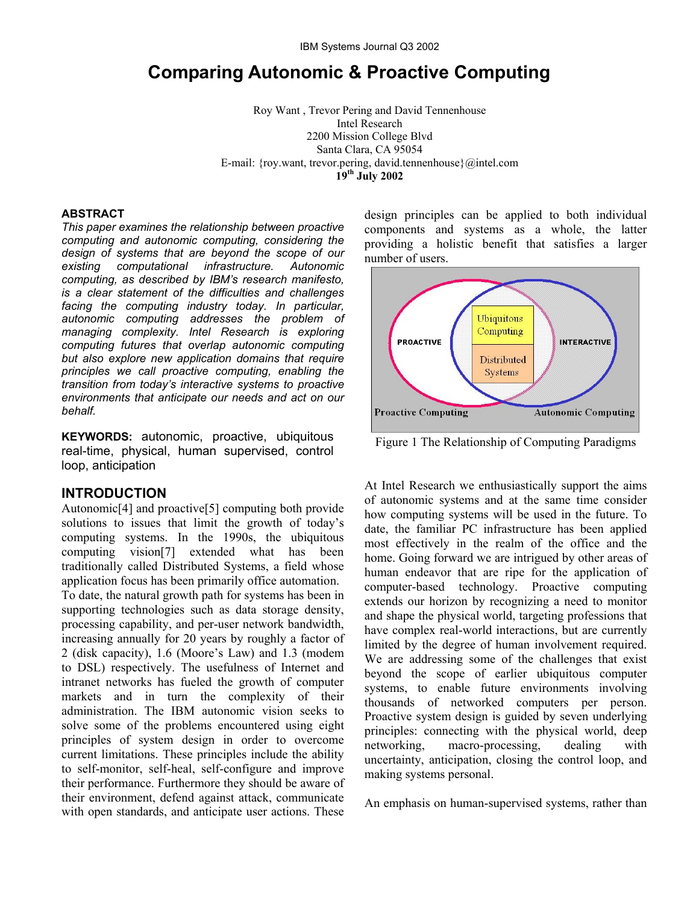IBM Systems Journal Q3 2002

# Comparing Autonomic & Proactive Computing

Roy Want , Trevor Pering and David Tennenhouse
Intel Research
2200 Mission College Blvd
Santa Clara, CA 95054
E-mail: {roy.want, trevor.pering, david.tennenhouse}@intel.com
**19th July 2002**

## ABSTRACT

*This paper examines the relationship between proactive computing and autonomic computing, considering the design of systems that are beyond the scope of our existing computational infrastructure. Autonomic computing, as described by IBM's research manifesto, is a clear statement of the difficulties and challenges facing the computing industry today. In particular, autonomic computing addresses the problem of managing complexity. Intel Research is exploring computing futures that overlap autonomic computing but also explore new application domains that require principles we call proactive computing, enabling the transition from today's interactive systems to proactive environments that anticipate our needs and act on our behalf.*

**KEYWORDS:** autonomic, proactive, ubiquitous real-time, physical, human supervised, control loop, anticipation

## INTRODUCTION

Autonomic[4] and proactive[5] computing both provide solutions to issues that limit the growth of today's computing systems. In the 1990s, the ubiquitous computing vision[7] extended what has been traditionally called Distributed Systems, a field whose application focus has been primarily office automation. To date, the natural growth path for systems has been in supporting technologies such as data storage density, processing capability, and per-user network bandwidth, increasing annually for 20 years by roughly a factor of 2 (disk capacity), 1.6 (Moore's Law) and 1.3 (modem to DSL) respectively. The usefulness of Internet and intranet networks has fueled the growth of computer markets and in turn the complexity of their administration. The IBM autonomic vision seeks to solve some of the problems encountered using eight principles of system design in order to overcome current limitations. These principles include the ability to self-monitor, self-heal, self-configure and improve their performance. Furthermore they should be aware of their environment, defend against attack, communicate with open standards, and anticipate user actions. These design principles can be applied to both individual components and systems as a whole, the latter providing a holistic benefit that satisfies a larger number of users.

Figure 1 The Relationship of Computing Paradigms

At Intel Research we enthusiastically support the aims of autonomic systems and at the same time consider how computing systems will be used in the future. To date, the familiar PC infrastructure has been applied most effectively in the realm of the office and the home. Going forward we are intrigued by other areas of human endeavor that are ripe for the application of computer-based technology. Proactive computing extends our horizon by recognizing a need to monitor and shape the physical world, targeting professions that have complex real-world interactions, but are currently limited by the degree of human involvement required. We are addressing some of the challenges that exist beyond the scope of earlier ubiquitous computer systems, to enable future environments involving thousands of networked computers per person. Proactive system design is guided by seven underlying principles: connecting with the physical world, deep networking, macro-processing, dealing with uncertainty, anticipation, closing the control loop, and making systems personal.

An emphasis on human-supervised systems, rather than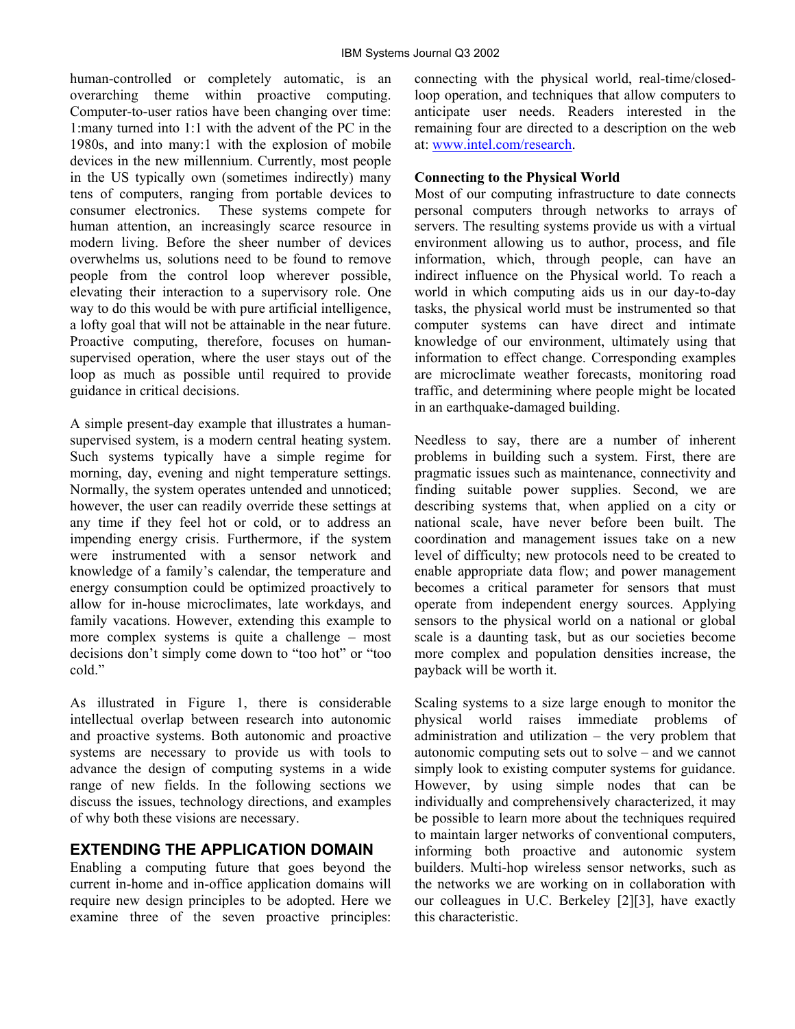human-controlled or completely automatic, is an overarching theme within proactive computing. Computer-to-user ratios have been changing over time: 1:many turned into 1:1 with the advent of the PC in the 1980s, and into many:1 with the explosion of mobile devices in the new millennium. Currently, most people in the US typically own (sometimes indirectly) many tens of computers, ranging from portable devices to consumer electronics. These systems compete for human attention, an increasingly scarce resource in modern living. Before the sheer number of devices overwhelms us, solutions need to be found to remove people from the control loop wherever possible, elevating their interaction to a supervisory role. One way to do this would be with pure artificial intelligence, a lofty goal that will not be attainable in the near future. Proactive computing, therefore, focuses on human-supervised operation, where the user stays out of the loop as much as possible until required to provide guidance in critical decisions.

A simple present-day example that illustrates a human-supervised system, is a modern central heating system. Such systems typically have a simple regime for morning, day, evening and night temperature settings. Normally, the system operates untended and unnoticed; however, the user can readily override these settings at any time if they feel hot or cold, or to address an impending energy crisis. Furthermore, if the system were instrumented with a sensor network and knowledge of a family's calendar, the temperature and energy consumption could be optimized proactively to allow for in-house microclimates, late workdays, and family vacations. However, extending this example to more complex systems is quite a challenge – most decisions don't simply come down to "too hot" or "too cold."

As illustrated in Figure 1, there is considerable intellectual overlap between research into autonomic and proactive systems. Both autonomic and proactive systems are necessary to provide us with tools to advance the design of computing systems in a wide range of new fields. In the following sections we discuss the issues, technology directions, and examples of why both these visions are necessary.

## EXTENDING THE APPLICATION DOMAIN

Enabling a computing future that goes beyond the current in-home and in-office application domains will require new design principles to be adopted. Here we examine three of the seven proactive principles: connecting with the physical world, real-time/closed-loop operation, and techniques that allow computers to anticipate user needs. Readers interested in the remaining four are directed to a description on the web at: www.intel.com/research.

### Connecting to the Physical World

Most of our computing infrastructure to date connects personal computers through networks to arrays of servers. The resulting systems provide us with a virtual environment allowing us to author, process, and file information, which, through people, can have an indirect influence on the Physical world. To reach a world in which computing aids us in our day-to-day tasks, the physical world must be instrumented so that computer systems can have direct and intimate knowledge of our environment, ultimately using that information to effect change. Corresponding examples are microclimate weather forecasts, monitoring road traffic, and determining where people might be located in an earthquake-damaged building.

Needless to say, there are a number of inherent problems in building such a system. First, there are pragmatic issues such as maintenance, connectivity and finding suitable power supplies. Second, we are describing systems that, when applied on a city or national scale, have never before been built. The coordination and management issues take on a new level of difficulty; new protocols need to be created to enable appropriate data flow; and power management becomes a critical parameter for sensors that must operate from independent energy sources. Applying sensors to the physical world on a national or global scale is a daunting task, but as our societies become more complex and population densities increase, the payback will be worth it.

Scaling systems to a size large enough to monitor the physical world raises immediate problems of administration and utilization – the very problem that autonomic computing sets out to solve – and we cannot simply look to existing computer systems for guidance. However, by using simple nodes that can be individually and comprehensively characterized, it may be possible to learn more about the techniques required to maintain larger networks of conventional computers, informing both proactive and autonomic system builders. Multi-hop wireless sensor networks, such as the networks we are working on in collaboration with our colleagues in U.C. Berkeley [2][3], have exactly this characteristic.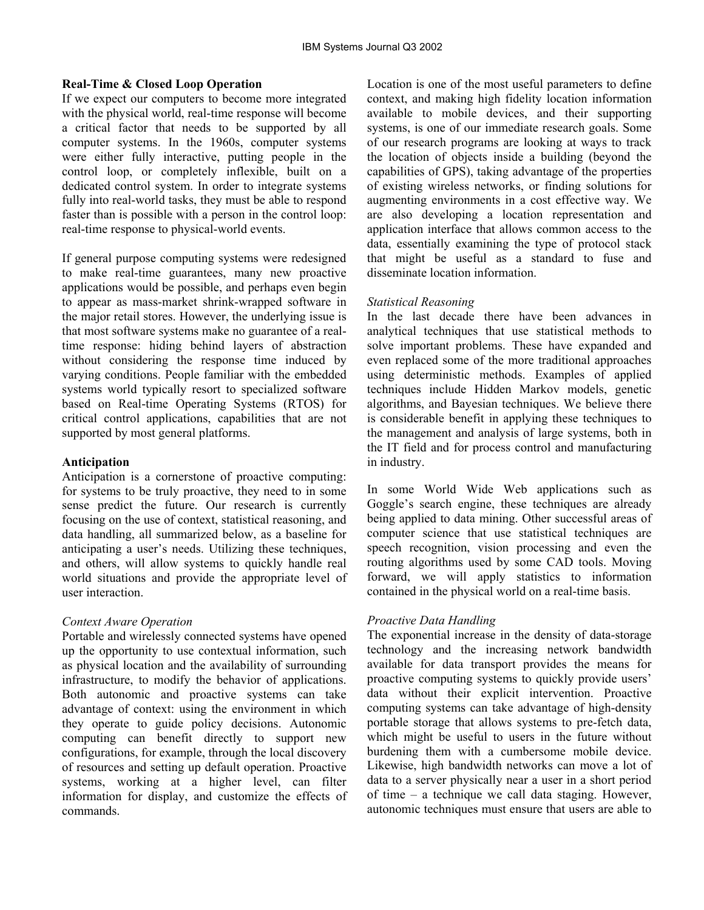**Real-Time & Closed Loop Operation**

If we expect our computers to become more integrated with the physical world, real-time response will become a critical factor that needs to be supported by all computer systems. In the 1960s, computer systems were either fully interactive, putting people in the control loop, or completely inflexible, built on a dedicated control system. In order to integrate systems fully into real-world tasks, they must be able to respond faster than is possible with a person in the control loop: real-time response to physical-world events.

If general purpose computing systems were redesigned to make real-time guarantees, many new proactive applications would be possible, and perhaps even begin to appear as mass-market shrink-wrapped software in the major retail stores. However, the underlying issue is that most software systems make no guarantee of a real-time response: hiding behind layers of abstraction without considering the response time induced by varying conditions. People familiar with the embedded systems world typically resort to specialized software based on Real-time Operating Systems (RTOS) for critical control applications, capabilities that are not supported by most general platforms.

**Anticipation**

Anticipation is a cornerstone of proactive computing: for systems to be truly proactive, they need to in some sense predict the future. Our research is currently focusing on the use of context, statistical reasoning, and data handling, all summarized below, as a baseline for anticipating a user's needs. Utilizing these techniques, and others, will allow systems to quickly handle real world situations and provide the appropriate level of user interaction.

*Context Aware Operation*

Portable and wirelessly connected systems have opened up the opportunity to use contextual information, such as physical location and the availability of surrounding infrastructure, to modify the behavior of applications. Both autonomic and proactive systems can take advantage of context: using the environment in which they operate to guide policy decisions. Autonomic computing can benefit directly to support new configurations, for example, through the local discovery of resources and setting up default operation. Proactive systems, working at a higher level, can filter information for display, and customize the effects of commands.

Location is one of the most useful parameters to define context, and making high fidelity location information available to mobile devices, and their supporting systems, is one of our immediate research goals. Some of our research programs are looking at ways to track the location of objects inside a building (beyond the capabilities of GPS), taking advantage of the properties of existing wireless networks, or finding solutions for augmenting environments in a cost effective way. We are also developing a location representation and application interface that allows common access to the data, essentially examining the type of protocol stack that might be useful as a standard to fuse and disseminate location information.

*Statistical Reasoning*

In the last decade there have been advances in analytical techniques that use statistical methods to solve important problems. These have expanded and even replaced some of the more traditional approaches using deterministic methods. Examples of applied techniques include Hidden Markov models, genetic algorithms, and Bayesian techniques. We believe there is considerable benefit in applying these techniques to the management and analysis of large systems, both in the IT field and for process control and manufacturing in industry.

In some World Wide Web applications such as Goggle's search engine, these techniques are already being applied to data mining. Other successful areas of computer science that use statistical techniques are speech recognition, vision processing and even the routing algorithms used by some CAD tools. Moving forward, we will apply statistics to information contained in the physical world on a real-time basis.

*Proactive Data Handling*

The exponential increase in the density of data-storage technology and the increasing network bandwidth available for data transport provides the means for proactive computing systems to quickly provide users' data without their explicit intervention. Proactive computing systems can take advantage of high-density portable storage that allows systems to pre-fetch data, which might be useful to users in the future without burdening them with a cumbersome mobile device. Likewise, high bandwidth networks can move a lot of data to a server physically near a user in a short period of time – a technique we call data staging. However, autonomic techniques must ensure that users are able to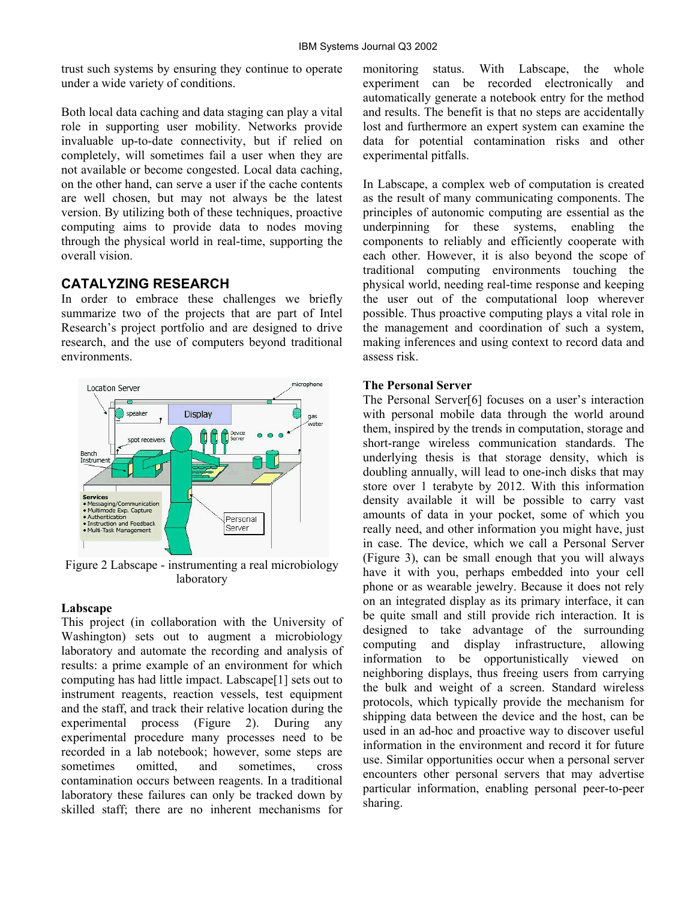trust such systems by ensuring they continue to operate under a wide variety of conditions.

Both local data caching and data staging can play a vital role in supporting user mobility. Networks provide invaluable up-to-date connectivity, but if relied on completely, will sometimes fail a user when they are not available or become congested. Local data caching, on the other hand, can serve a user if the cache contents are well chosen, but may not always be the latest version. By utilizing both of these techniques, proactive computing aims to provide data to nodes moving through the physical world in real-time, supporting the overall vision.

## CATALYZING RESEARCH

In order to embrace these challenges we briefly summarize two of the projects that are part of Intel Research's project portfolio and are designed to drive research, and the use of computers beyond traditional environments.

Figure 2 Labscape - instrumenting a real microbiology laboratory

### Labscape

This project (in collaboration with the University of Washington) sets out to augment a microbiology laboratory and automate the recording and analysis of results: a prime example of an environment for which computing has had little impact. Labscape[1] sets out to instrument reagents, reaction vessels, test equipment and the staff, and track their relative location during the experimental process (Figure 2). During any experimental procedure many processes need to be recorded in a lab notebook; however, some steps are sometimes omitted, and sometimes, cross contamination occurs between reagents. In a traditional laboratory these failures can only be tracked down by skilled staff; there are no inherent mechanisms for monitoring status. With Labscape, the whole experiment can be recorded electronically and automatically generate a notebook entry for the method and results. The benefit is that no steps are accidentally lost and furthermore an expert system can examine the data for potential contamination risks and other experimental pitfalls.

In Labscape, a complex web of computation is created as the result of many communicating components. The principles of autonomic computing are essential as the underpinning for these systems, enabling the components to reliably and efficiently cooperate with each other. However, it is also beyond the scope of traditional computing environments touching the physical world, needing real-time response and keeping the user out of the computational loop wherever possible. Thus proactive computing plays a vital role in the management and coordination of such a system, making inferences and using context to record data and assess risk.

### The Personal Server

The Personal Server[6] focuses on a user's interaction with personal mobile data through the world around them, inspired by the trends in computation, storage and short-range wireless communication standards. The underlying thesis is that storage density, which is doubling annually, will lead to one-inch disks that may store over 1 terabyte by 2012. With this information density available it will be possible to carry vast amounts of data in your pocket, some of which you really need, and other information you might have, just in case. The device, which we call a Personal Server (Figure 3), can be small enough that you will always have it with you, perhaps embedded into your cell phone or as wearable jewelry. Because it does not rely on an integrated display as its primary interface, it can be quite small and still provide rich interaction. It is designed to take advantage of the surrounding computing and display infrastructure, allowing information to be opportunistically viewed on neighboring displays, thus freeing users from carrying the bulk and weight of a screen. Standard wireless protocols, which typically provide the mechanism for shipping data between the device and the host, can be used in an ad-hoc and proactive way to discover useful information in the environment and record it for future use. Similar opportunities occur when a personal server encounters other personal servers that may advertise particular information, enabling personal peer-to-peer sharing.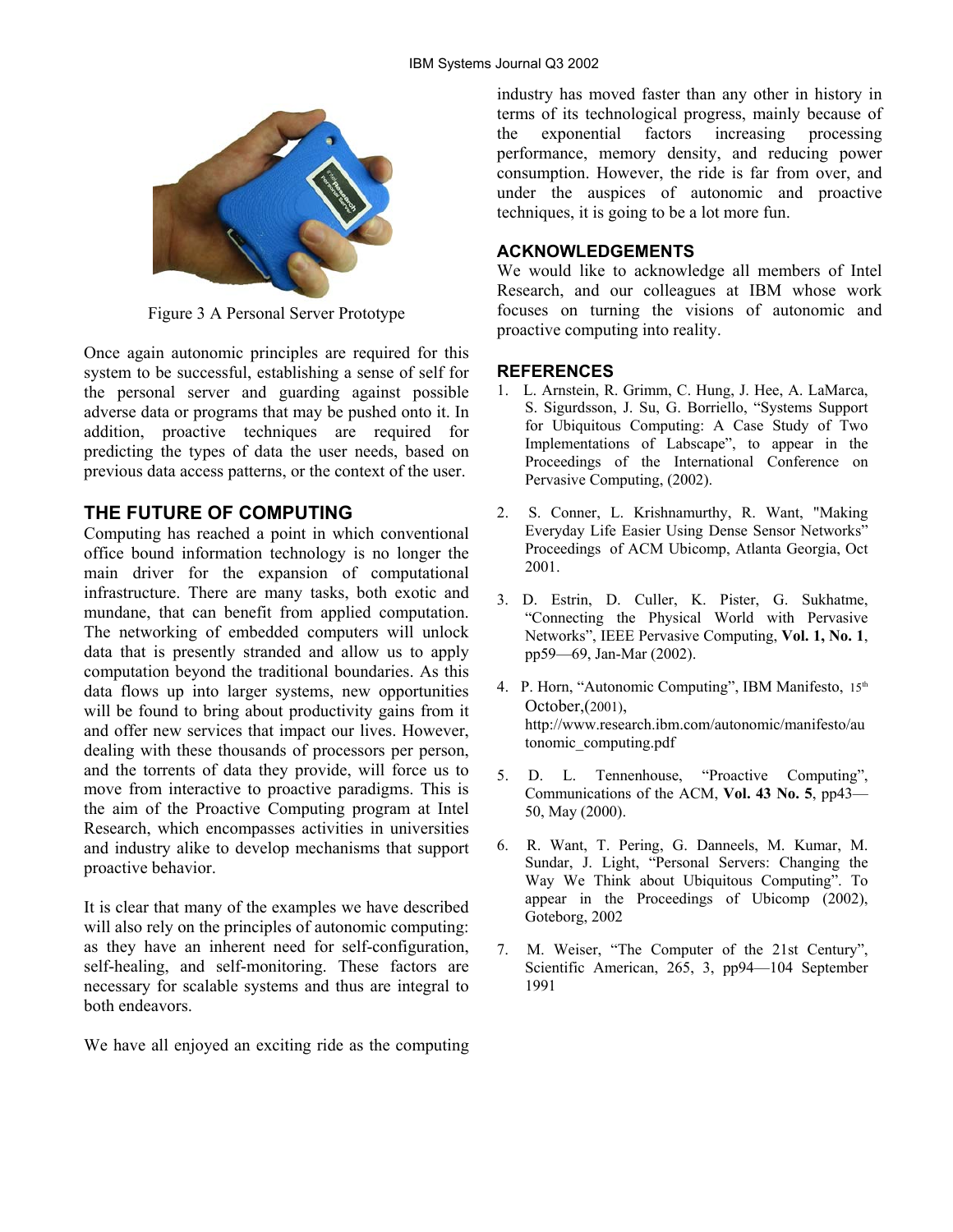Figure 3 A Personal Server Prototype

Once again autonomic principles are required for this system to be successful, establishing a sense of self for the personal server and guarding against possible adverse data or programs that may be pushed onto it. In addition, proactive techniques are required for predicting the types of data the user needs, based on previous data access patterns, or the context of the user.

## THE FUTURE OF COMPUTING

Computing has reached a point in which conventional office bound information technology is no longer the main driver for the expansion of computational infrastructure. There are many tasks, both exotic and mundane, that can benefit from applied computation. The networking of embedded computers will unlock data that is presently stranded and allow us to apply computation beyond the traditional boundaries. As this data flows up into larger systems, new opportunities will be found to bring about productivity gains from it and offer new services that impact our lives. However, dealing with these thousands of processors per person, and the torrents of data they provide, will force us to move from interactive to proactive paradigms. This is the aim of the Proactive Computing program at Intel Research, which encompasses activities in universities and industry alike to develop mechanisms that support proactive behavior.

It is clear that many of the examples we have described will also rely on the principles of autonomic computing: as they have an inherent need for self-configuration, self-healing, and self-monitoring. These factors are necessary for scalable systems and thus are integral to both endeavors.

We have all enjoyed an exciting ride as the computing industry has moved faster than any other in history in terms of its technological progress, mainly because of the exponential factors increasing processing performance, memory density, and reducing power consumption. However, the ride is far from over, and under the auspices of autonomic and proactive techniques, it is going to be a lot more fun.

## ACKNOWLEDGEMENTS

We would like to acknowledge all members of Intel Research, and our colleagues at IBM whose work focuses on turning the visions of autonomic and proactive computing into reality.

## REFERENCES

1. L. Arnstein, R. Grimm, C. Hung, J. Hee, A. LaMarca, S. Sigurdsson, J. Su, G. Borriello, "Systems Support for Ubiquitous Computing: A Case Study of Two Implementations of Labscape", to appear in the Proceedings of the International Conference on Pervasive Computing, (2002).

2. S. Conner, L. Krishnamurthy, R. Want, "Making Everyday Life Easier Using Dense Sensor Networks" Proceedings of ACM Ubicomp, Atlanta Georgia, Oct 2001.

3. D. Estrin, D. Culler, K. Pister, G. Sukhatme, "Connecting the Physical World with Pervasive Networks", IEEE Pervasive Computing, **Vol. 1, No. 1**, pp59—69, Jan-Mar (2002).

4. P. Horn, "Autonomic Computing", IBM Manifesto, 15th October,(2001), http://www.research.ibm.com/autonomic/manifesto/autonomic_computing.pdf

5. D. L. Tennenhouse, "Proactive Computing", Communications of the ACM, **Vol. 43 No. 5**, pp43—50, May (2000).

6. R. Want, T. Pering, G. Danneels, M. Kumar, M. Sundar, J. Light, "Personal Servers: Changing the Way We Think about Ubiquitous Computing". To appear in the Proceedings of Ubicomp (2002), Goteborg, 2002

7. M. Weiser, "The Computer of the 21st Century", Scientific American, 265, 3, pp94—104 September 1991